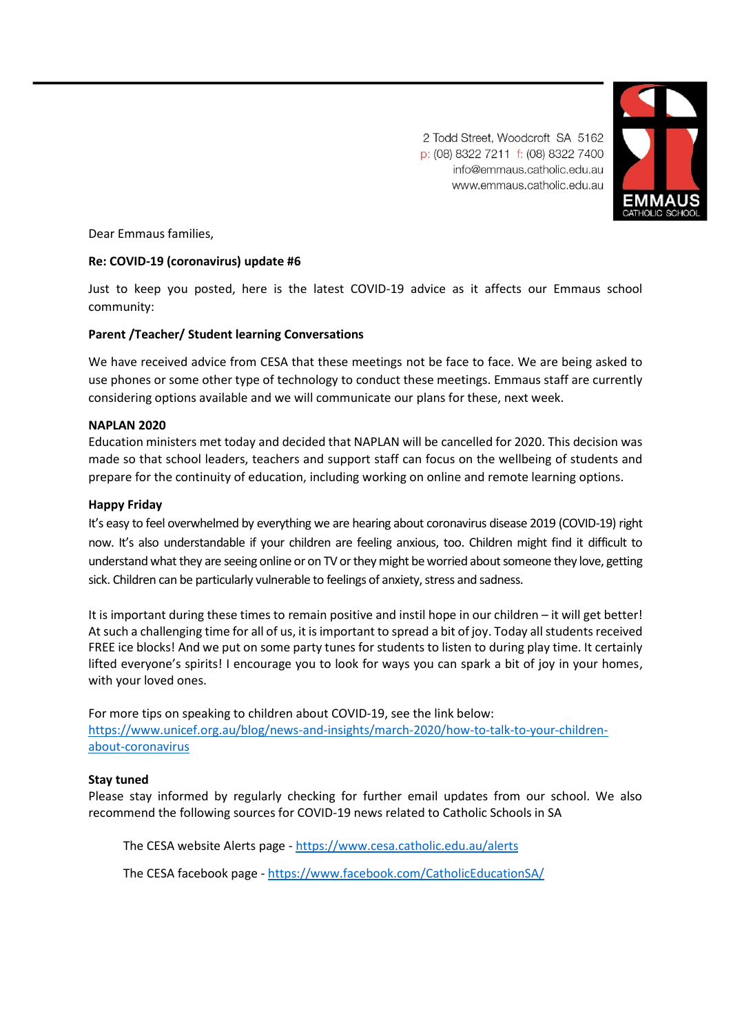2 Todd Street, Woodcroft SA 5162
p: (08) 8322 7211 f: (08) 8322 7400
info@emmaus.catholic.edu.au
www.emmaus.catholic.edu.au

EMMAUS
CATHOLIC SCHOOL

Dear Emmaus families,

**Re: COVID-19 (coronavirus) update #6**

Just to keep you posted, here is the latest COVID-19 advice as it affects our Emmaus school community:

**Parent /Teacher/ Student learning Conversations**

We have received advice from CESA that these meetings not be face to face. We are being asked to use phones or some other type of technology to conduct these meetings. Emmaus staff are currently considering options available and we will communicate our plans for these, next week.

**NAPLAN 2020**

Education ministers met today and decided that NAPLAN will be cancelled for 2020. This decision was made so that school leaders, teachers and support staff can focus on the wellbeing of students and prepare for the continuity of education, including working on online and remote learning options.

**Happy Friday**

It's easy to feel overwhelmed by everything we are hearing about coronavirus disease 2019 (COVID-19) right now. It's also understandable if your children are feeling anxious, too. Children might find it difficult to understand what they are seeing online or on TV or they might be worried about someone they love, getting sick. Children can be particularly vulnerable to feelings of anxiety, stress and sadness.

It is important during these times to remain positive and instil hope in our children – it will get better! At such a challenging time for all of us, it is important to spread a bit of joy. Today all students received FREE ice blocks! And we put on some party tunes for students to listen to during play time. It certainly lifted everyone's spirits! I encourage you to look for ways you can spark a bit of joy in your homes, with your loved ones.

For more tips on speaking to children about COVID-19, see the link below:
https://www.unicef.org.au/blog/news-and-insights/march-2020/how-to-talk-to-your-children-about-coronavirus

**Stay tuned**

Please stay informed by regularly checking for further email updates from our school. We also recommend the following sources for COVID-19 news related to Catholic Schools in SA

The CESA website Alerts page - https://www.cesa.catholic.edu.au/alerts

The CESA facebook page - https://www.facebook.com/CatholicEducationSA/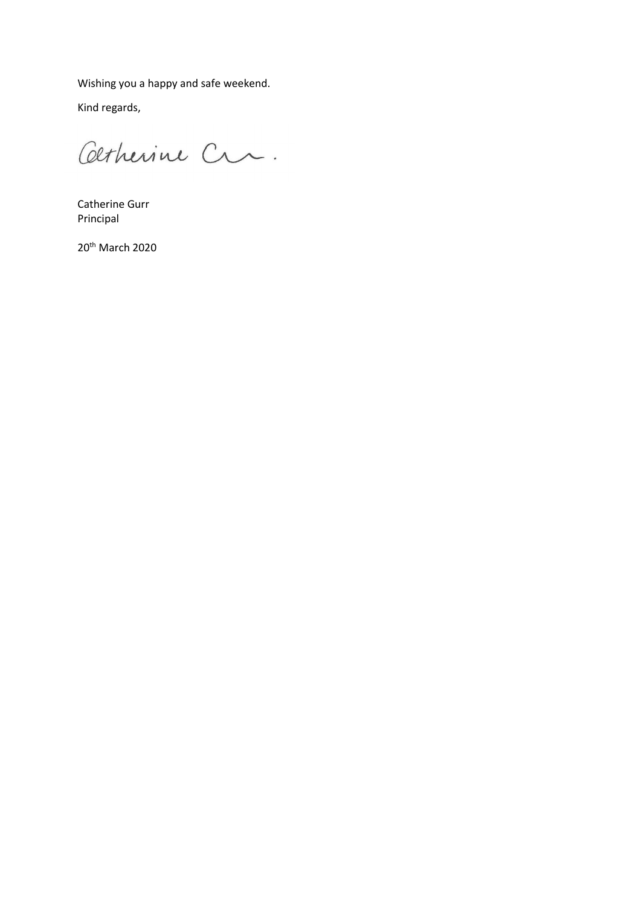Wishing you a happy and safe weekend.

Kind regards,

Catherine Gurr
Principal

20th March 2020